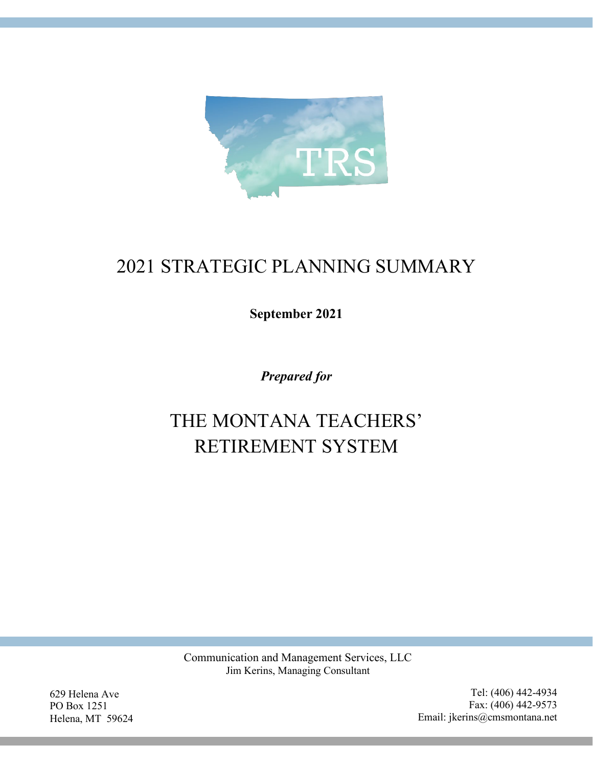TRS

# 2021 STRATEGIC PLANNING SUMMARY

**September 2021**

***Prepared for***

# THE MONTANA TEACHERS' RETIREMENT SYSTEM

Communication and Management Services, LLC
Jim Kerins, Managing Consultant

629 Helena Ave
PO Box 1251
Helena, MT 59624

Tel: (406) 442-4934
Fax: (406) 442-9573
Email: jkerins@cmsmontana.net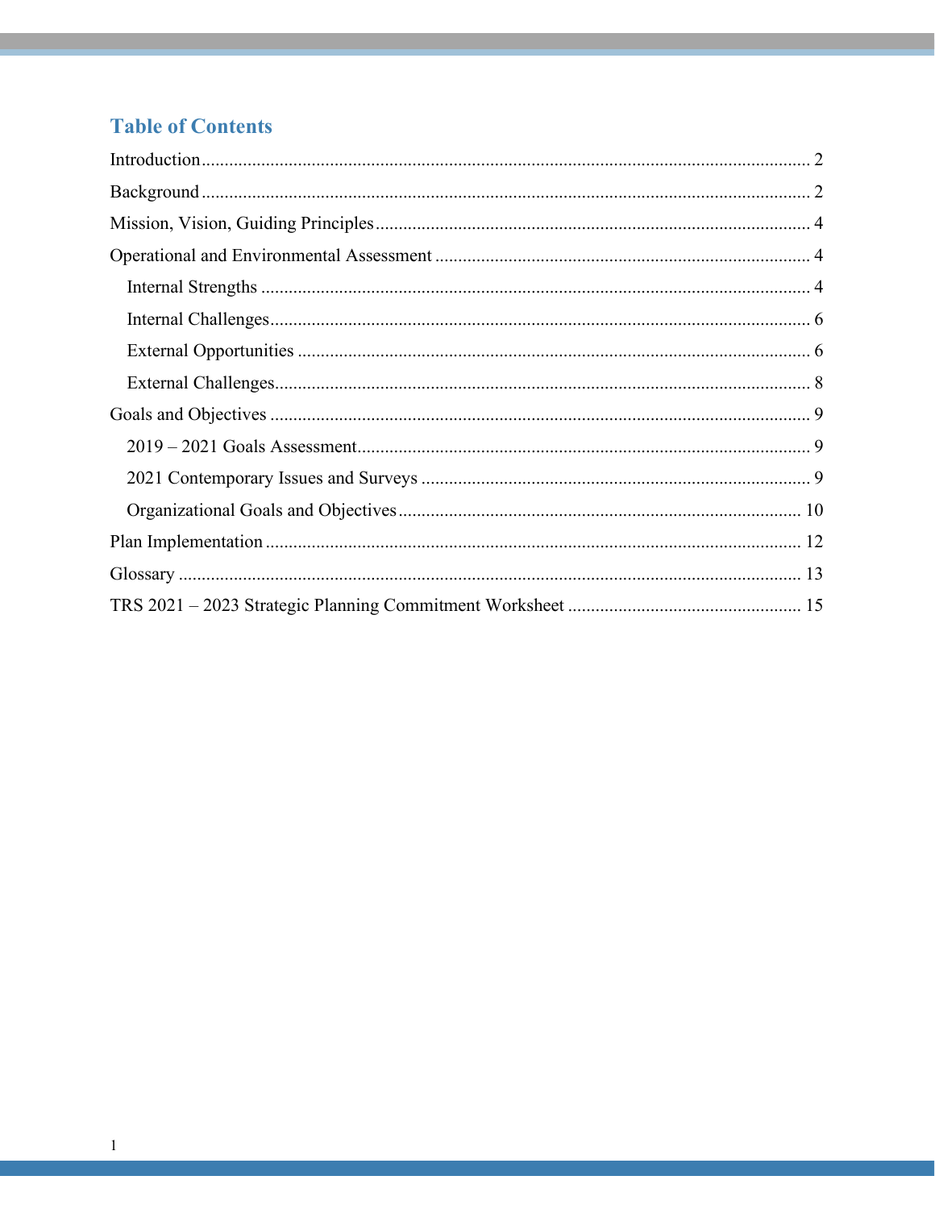## Table of Contents

- Introduction ........ 2
- Background ........ 2
- Mission, Vision, Guiding Principles ........ 4
- Operational and Environmental Assessment ........ 4
  - Internal Strengths ........ 4
  - Internal Challenges ........ 6
  - External Opportunities ........ 6
  - External Challenges ........ 8
- Goals and Objectives ........ 9
  - 2019 – 2021 Goals Assessment ........ 9
  - 2021 Contemporary Issues and Surveys ........ 9
  - Organizational Goals and Objectives ........ 10
- Plan Implementation ........ 12
- Glossary ........ 13
- TRS 2021 – 2023 Strategic Planning Commitment Worksheet ........ 15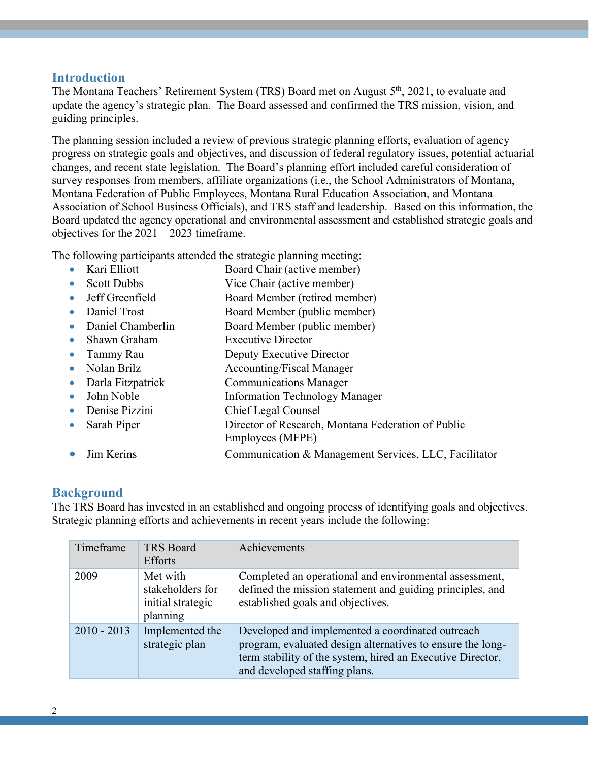## Introduction

The Montana Teachers' Retirement System (TRS) Board met on August 5th, 2021, to evaluate and update the agency's strategic plan. The Board assessed and confirmed the TRS mission, vision, and guiding principles.

The planning session included a review of previous strategic planning efforts, evaluation of agency progress on strategic goals and objectives, and discussion of federal regulatory issues, potential actuarial changes, and recent state legislation. The Board's planning effort included careful consideration of survey responses from members, affiliate organizations (i.e., the School Administrators of Montana, Montana Federation of Public Employees, Montana Rural Education Association, and Montana Association of School Business Officials), and TRS staff and leadership. Based on this information, the Board updated the agency operational and environmental assessment and established strategic goals and objectives for the 2021 – 2023 timeframe.

The following participants attended the strategic planning meeting:

- Kari Elliott — Board Chair (active member)
- Scott Dubbs — Vice Chair (active member)
- Jeff Greenfield — Board Member (retired member)
- Daniel Trost — Board Member (public member)
- Daniel Chamberlin — Board Member (public member)
- Shawn Graham — Executive Director
- Tammy Rau — Deputy Executive Director
- Nolan Brilz — Accounting/Fiscal Manager
- Darla Fitzpatrick — Communications Manager
- John Noble — Information Technology Manager
- Denise Pizzini — Chief Legal Counsel
- Sarah Piper — Director of Research, Montana Federation of Public Employees (MFPE)
- Jim Kerins — Communication & Management Services, LLC, Facilitator

## Background

The TRS Board has invested in an established and ongoing process of identifying goals and objectives. Strategic planning efforts and achievements in recent years include the following:

| Timeframe | TRS Board Efforts | Achievements |
|---|---|---|
| 2009 | Met with stakeholders for initial strategic planning | Completed an operational and environmental assessment, defined the mission statement and guiding principles, and established goals and objectives. |
| 2010 - 2013 | Implemented the strategic plan | Developed and implemented a coordinated outreach program, evaluated design alternatives to ensure the long-term stability of the system, hired an Executive Director, and developed staffing plans. |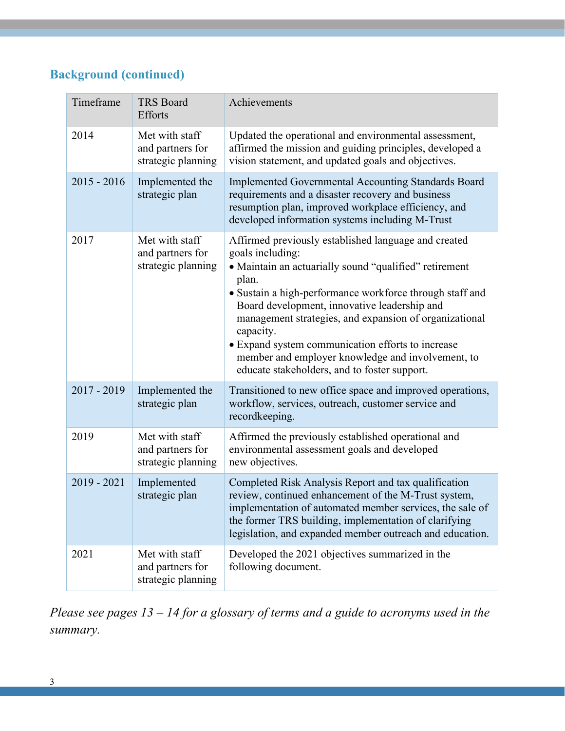## Background (continued)

| Timeframe | TRS Board Efforts | Achievements |
|---|---|---|
| 2014 | Met with staff and partners for strategic planning | Updated the operational and environmental assessment, affirmed the mission and guiding principles, developed a vision statement, and updated goals and objectives. |
| 2015 - 2016 | Implemented the strategic plan | Implemented Governmental Accounting Standards Board requirements and a disaster recovery and business resumption plan, improved workplace efficiency, and developed information systems including M-Trust |
| 2017 | Met with staff and partners for strategic planning | Affirmed previously established language and created goals including:<br>• Maintain an actuarially sound “qualified” retirement plan.<br>• Sustain a high-performance workforce through staff and Board development, innovative leadership and management strategies, and expansion of organizational capacity.<br>• Expand system communication efforts to increase member and employer knowledge and involvement, to educate stakeholders, and to foster support. |
| 2017 - 2019 | Implemented the strategic plan | Transitioned to new office space and improved operations, workflow, services, outreach, customer service and recordkeeping. |
| 2019 | Met with staff and partners for strategic planning | Affirmed the previously established operational and environmental assessment goals and developed new objectives. |
| 2019 - 2021 | Implemented strategic plan | Completed Risk Analysis Report and tax qualification review, continued enhancement of the M-Trust system, implementation of automated member services, the sale of the former TRS building, implementation of clarifying legislation, and expanded member outreach and education. |
| 2021 | Met with staff and partners for strategic planning | Developed the 2021 objectives summarized in the following document. |

*Please see pages 13 – 14 for a glossary of terms and a guide to acronyms used in the summary.*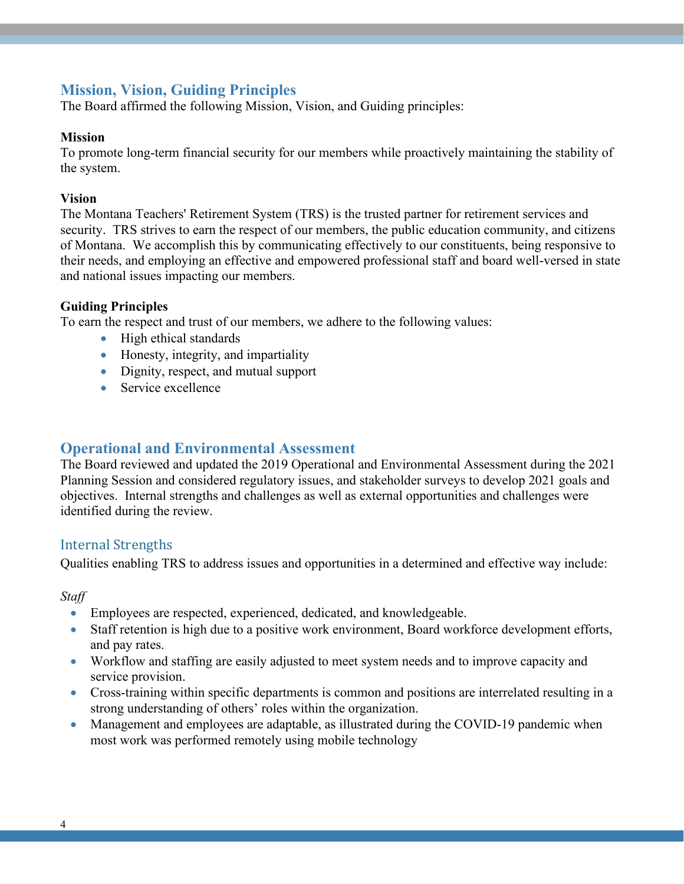## Mission, Vision, Guiding Principles

The Board affirmed the following Mission, Vision, and Guiding principles:

**Mission**

To promote long-term financial security for our members while proactively maintaining the stability of the system.

**Vision**

The Montana Teachers' Retirement System (TRS) is the trusted partner for retirement services and security. TRS strives to earn the respect of our members, the public education community, and citizens of Montana. We accomplish this by communicating effectively to our constituents, being responsive to their needs, and employing an effective and empowered professional staff and board well-versed in state and national issues impacting our members.

**Guiding Principles**

To earn the respect and trust of our members, we adhere to the following values:

- High ethical standards
- Honesty, integrity, and impartiality
- Dignity, respect, and mutual support
- Service excellence

## Operational and Environmental Assessment

The Board reviewed and updated the 2019 Operational and Environmental Assessment during the 2021 Planning Session and considered regulatory issues, and stakeholder surveys to develop 2021 goals and objectives. Internal strengths and challenges as well as external opportunities and challenges were identified during the review.

### Internal Strengths

Qualities enabling TRS to address issues and opportunities in a determined and effective way include:

*Staff*

- Employees are respected, experienced, dedicated, and knowledgeable.
- Staff retention is high due to a positive work environment, Board workforce development efforts, and pay rates.
- Workflow and staffing are easily adjusted to meet system needs and to improve capacity and service provision.
- Cross-training within specific departments is common and positions are interrelated resulting in a strong understanding of others' roles within the organization.
- Management and employees are adaptable, as illustrated during the COVID-19 pandemic when most work was performed remotely using mobile technology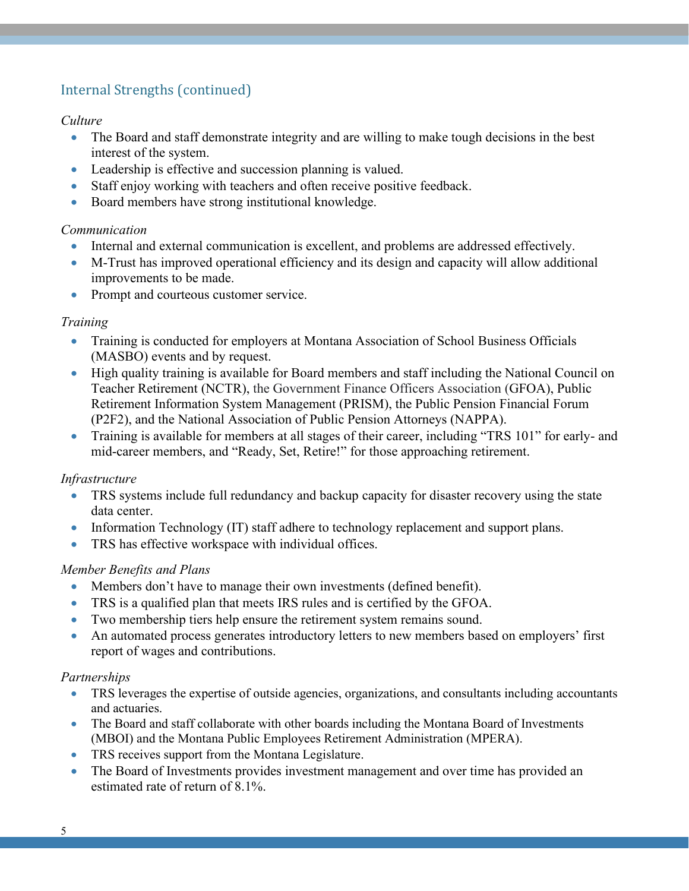## Internal Strengths (continued)

*Culture*

- The Board and staff demonstrate integrity and are willing to make tough decisions in the best interest of the system.
- Leadership is effective and succession planning is valued.
- Staff enjoy working with teachers and often receive positive feedback.
- Board members have strong institutional knowledge.

*Communication*

- Internal and external communication is excellent, and problems are addressed effectively.
- M-Trust has improved operational efficiency and its design and capacity will allow additional improvements to be made.
- Prompt and courteous customer service.

*Training*

- Training is conducted for employers at Montana Association of School Business Officials (MASBO) events and by request.
- High quality training is available for Board members and staff including the National Council on Teacher Retirement (NCTR), the Government Finance Officers Association (GFOA), Public Retirement Information System Management (PRISM), the Public Pension Financial Forum (P2F2), and the National Association of Public Pension Attorneys (NAPPA).
- Training is available for members at all stages of their career, including "TRS 101" for early- and mid-career members, and "Ready, Set, Retire!" for those approaching retirement.

*Infrastructure*

- TRS systems include full redundancy and backup capacity for disaster recovery using the state data center.
- Information Technology (IT) staff adhere to technology replacement and support plans.
- TRS has effective workspace with individual offices.

*Member Benefits and Plans*

- Members don't have to manage their own investments (defined benefit).
- TRS is a qualified plan that meets IRS rules and is certified by the GFOA.
- Two membership tiers help ensure the retirement system remains sound.
- An automated process generates introductory letters to new members based on employers' first report of wages and contributions.

*Partnerships*

- TRS leverages the expertise of outside agencies, organizations, and consultants including accountants and actuaries.
- The Board and staff collaborate with other boards including the Montana Board of Investments (MBOI) and the Montana Public Employees Retirement Administration (MPERA).
- TRS receives support from the Montana Legislature.
- The Board of Investments provides investment management and over time has provided an estimated rate of return of 8.1%.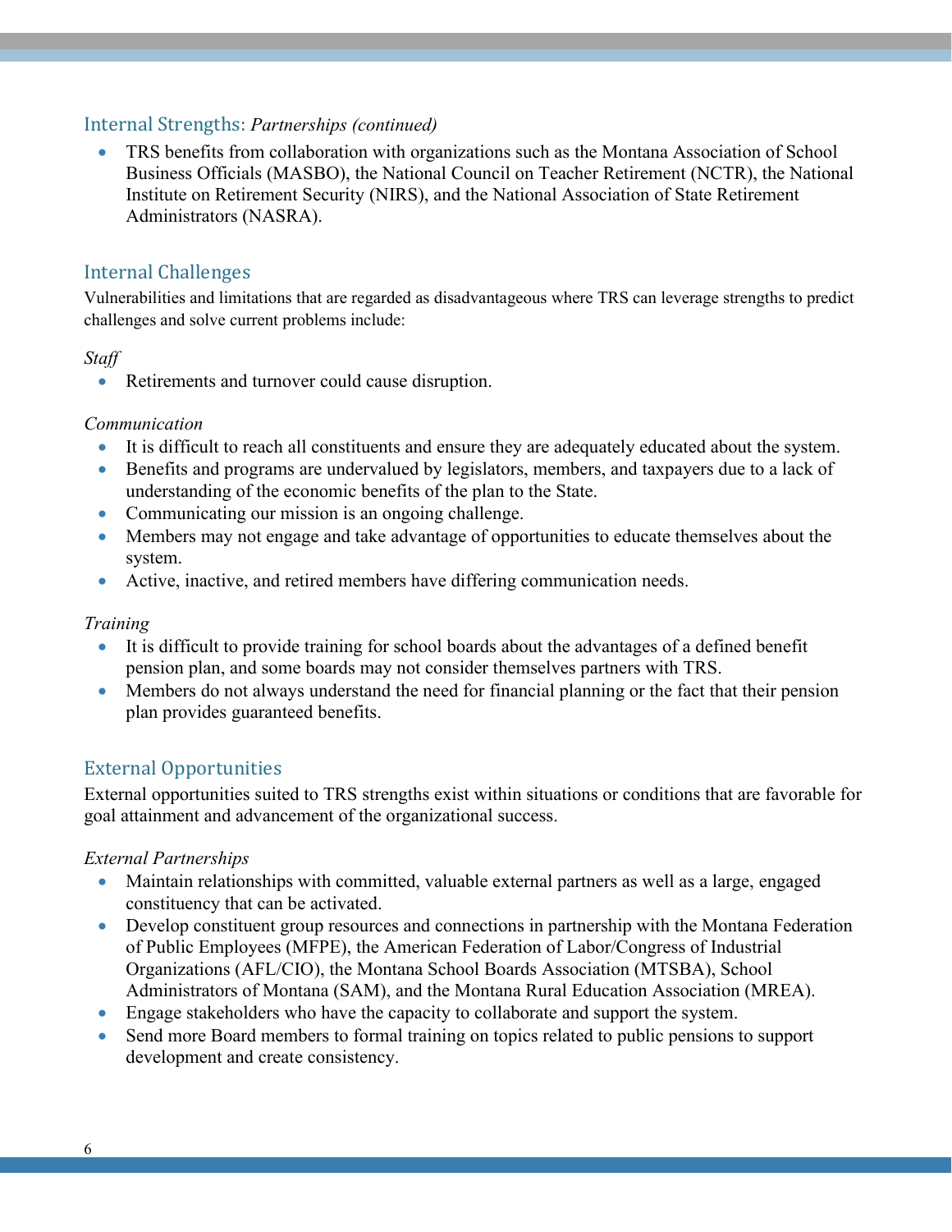## Internal Strengths: *Partnerships (continued)*

- TRS benefits from collaboration with organizations such as the Montana Association of School Business Officials (MASBO), the National Council on Teacher Retirement (NCTR), the National Institute on Retirement Security (NIRS), and the National Association of State Retirement Administrators (NASRA).

## Internal Challenges

Vulnerabilities and limitations that are regarded as disadvantageous where TRS can leverage strengths to predict challenges and solve current problems include:

*Staff*

- Retirements and turnover could cause disruption.

*Communication*

- It is difficult to reach all constituents and ensure they are adequately educated about the system.
- Benefits and programs are undervalued by legislators, members, and taxpayers due to a lack of understanding of the economic benefits of the plan to the State.
- Communicating our mission is an ongoing challenge.
- Members may not engage and take advantage of opportunities to educate themselves about the system.
- Active, inactive, and retired members have differing communication needs.

*Training*

- It is difficult to provide training for school boards about the advantages of a defined benefit pension plan, and some boards may not consider themselves partners with TRS.
- Members do not always understand the need for financial planning or the fact that their pension plan provides guaranteed benefits.

## External Opportunities

External opportunities suited to TRS strengths exist within situations or conditions that are favorable for goal attainment and advancement of the organizational success.

*External Partnerships*

- Maintain relationships with committed, valuable external partners as well as a large, engaged constituency that can be activated.
- Develop constituent group resources and connections in partnership with the Montana Federation of Public Employees (MFPE), the American Federation of Labor/Congress of Industrial Organizations (AFL/CIO), the Montana School Boards Association (MTSBA), School Administrators of Montana (SAM), and the Montana Rural Education Association (MREA).
- Engage stakeholders who have the capacity to collaborate and support the system.
- Send more Board members to formal training on topics related to public pensions to support development and create consistency.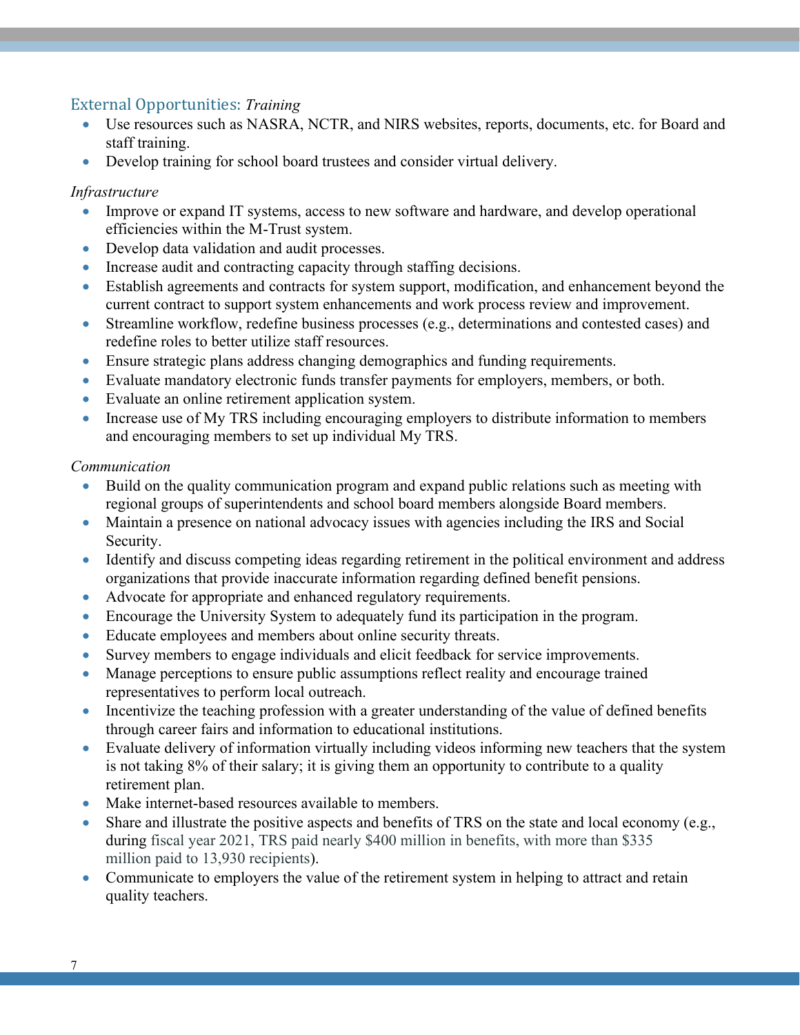## External Opportunities: *Training*

- Use resources such as NASRA, NCTR, and NIRS websites, reports, documents, etc. for Board and staff training.
- Develop training for school board trustees and consider virtual delivery.

*Infrastructure*

- Improve or expand IT systems, access to new software and hardware, and develop operational efficiencies within the M-Trust system.
- Develop data validation and audit processes.
- Increase audit and contracting capacity through staffing decisions.
- Establish agreements and contracts for system support, modification, and enhancement beyond the current contract to support system enhancements and work process review and improvement.
- Streamline workflow, redefine business processes (e.g., determinations and contested cases) and redefine roles to better utilize staff resources.
- Ensure strategic plans address changing demographics and funding requirements.
- Evaluate mandatory electronic funds transfer payments for employers, members, or both.
- Evaluate an online retirement application system.
- Increase use of My TRS including encouraging employers to distribute information to members and encouraging members to set up individual My TRS.

*Communication*

- Build on the quality communication program and expand public relations such as meeting with regional groups of superintendents and school board members alongside Board members.
- Maintain a presence on national advocacy issues with agencies including the IRS and Social Security.
- Identify and discuss competing ideas regarding retirement in the political environment and address organizations that provide inaccurate information regarding defined benefit pensions.
- Advocate for appropriate and enhanced regulatory requirements.
- Encourage the University System to adequately fund its participation in the program.
- Educate employees and members about online security threats.
- Survey members to engage individuals and elicit feedback for service improvements.
- Manage perceptions to ensure public assumptions reflect reality and encourage trained representatives to perform local outreach.
- Incentivize the teaching profession with a greater understanding of the value of defined benefits through career fairs and information to educational institutions.
- Evaluate delivery of information virtually including videos informing new teachers that the system is not taking 8% of their salary; it is giving them an opportunity to contribute to a quality retirement plan.
- Make internet-based resources available to members.
- Share and illustrate the positive aspects and benefits of TRS on the state and local economy (e.g., during fiscal year 2021, TRS paid nearly $400 million in benefits, with more than $335 million paid to 13,930 recipients).
- Communicate to employers the value of the retirement system in helping to attract and retain quality teachers.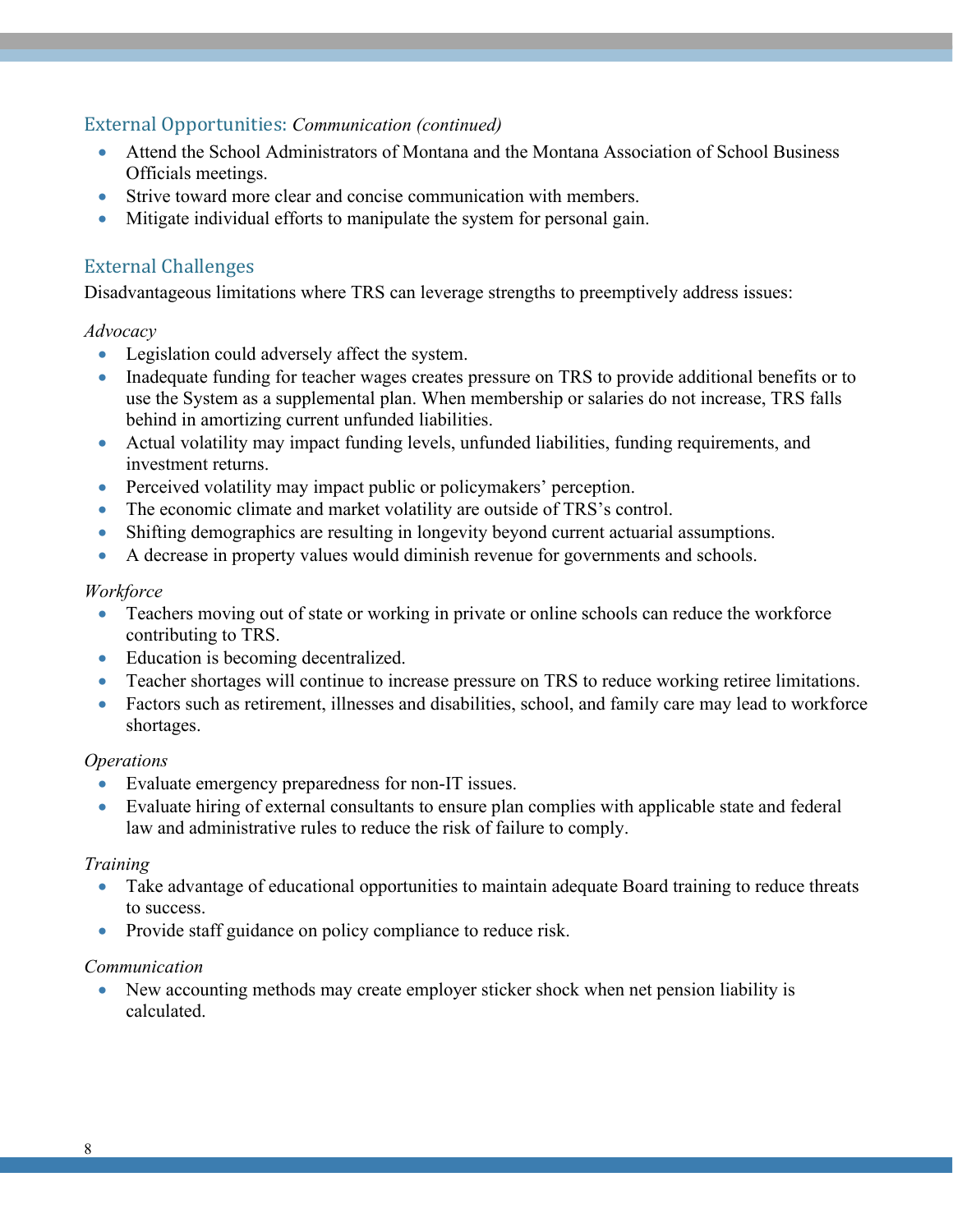## External Opportunities: *Communication (continued)*

- Attend the School Administrators of Montana and the Montana Association of School Business Officials meetings.
- Strive toward more clear and concise communication with members.
- Mitigate individual efforts to manipulate the system for personal gain.

## External Challenges

Disadvantageous limitations where TRS can leverage strengths to preemptively address issues:

*Advocacy*

- Legislation could adversely affect the system.
- Inadequate funding for teacher wages creates pressure on TRS to provide additional benefits or to use the System as a supplemental plan. When membership or salaries do not increase, TRS falls behind in amortizing current unfunded liabilities.
- Actual volatility may impact funding levels, unfunded liabilities, funding requirements, and investment returns.
- Perceived volatility may impact public or policymakers' perception.
- The economic climate and market volatility are outside of TRS's control.
- Shifting demographics are resulting in longevity beyond current actuarial assumptions.
- A decrease in property values would diminish revenue for governments and schools.

*Workforce*

- Teachers moving out of state or working in private or online schools can reduce the workforce contributing to TRS.
- Education is becoming decentralized.
- Teacher shortages will continue to increase pressure on TRS to reduce working retiree limitations.
- Factors such as retirement, illnesses and disabilities, school, and family care may lead to workforce shortages.

*Operations*

- Evaluate emergency preparedness for non-IT issues.
- Evaluate hiring of external consultants to ensure plan complies with applicable state and federal law and administrative rules to reduce the risk of failure to comply.

*Training*

- Take advantage of educational opportunities to maintain adequate Board training to reduce threats to success.
- Provide staff guidance on policy compliance to reduce risk.

*Communication*

- New accounting methods may create employer sticker shock when net pension liability is calculated.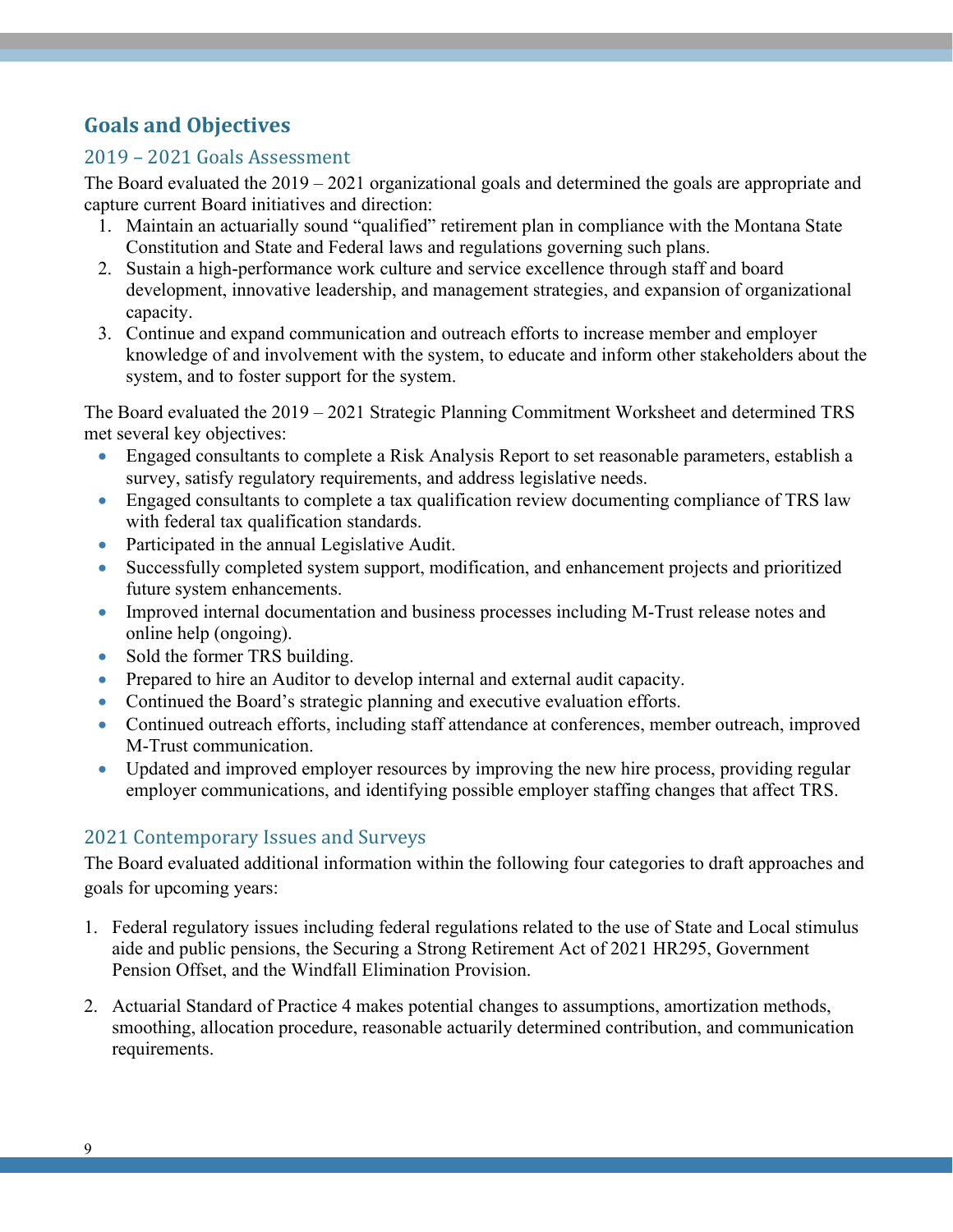## Goals and Objectives

### 2019 – 2021 Goals Assessment

The Board evaluated the 2019 – 2021 organizational goals and determined the goals are appropriate and capture current Board initiatives and direction:

1. Maintain an actuarially sound "qualified" retirement plan in compliance with the Montana State Constitution and State and Federal laws and regulations governing such plans.
2. Sustain a high-performance work culture and service excellence through staff and board development, innovative leadership, and management strategies, and expansion of organizational capacity.
3. Continue and expand communication and outreach efforts to increase member and employer knowledge of and involvement with the system, to educate and inform other stakeholders about the system, and to foster support for the system.

The Board evaluated the 2019 – 2021 Strategic Planning Commitment Worksheet and determined TRS met several key objectives:

- Engaged consultants to complete a Risk Analysis Report to set reasonable parameters, establish a survey, satisfy regulatory requirements, and address legislative needs.
- Engaged consultants to complete a tax qualification review documenting compliance of TRS law with federal tax qualification standards.
- Participated in the annual Legislative Audit.
- Successfully completed system support, modification, and enhancement projects and prioritized future system enhancements.
- Improved internal documentation and business processes including M-Trust release notes and online help (ongoing).
- Sold the former TRS building.
- Prepared to hire an Auditor to develop internal and external audit capacity.
- Continued the Board's strategic planning and executive evaluation efforts.
- Continued outreach efforts, including staff attendance at conferences, member outreach, improved M-Trust communication.
- Updated and improved employer resources by improving the new hire process, providing regular employer communications, and identifying possible employer staffing changes that affect TRS.

### 2021 Contemporary Issues and Surveys

The Board evaluated additional information within the following four categories to draft approaches and goals for upcoming years:

1. Federal regulatory issues including federal regulations related to the use of State and Local stimulus aide and public pensions, the Securing a Strong Retirement Act of 2021 HR295, Government Pension Offset, and the Windfall Elimination Provision.
2. Actuarial Standard of Practice 4 makes potential changes to assumptions, amortization methods, smoothing, allocation procedure, reasonable actuarially determined contribution, and communication requirements.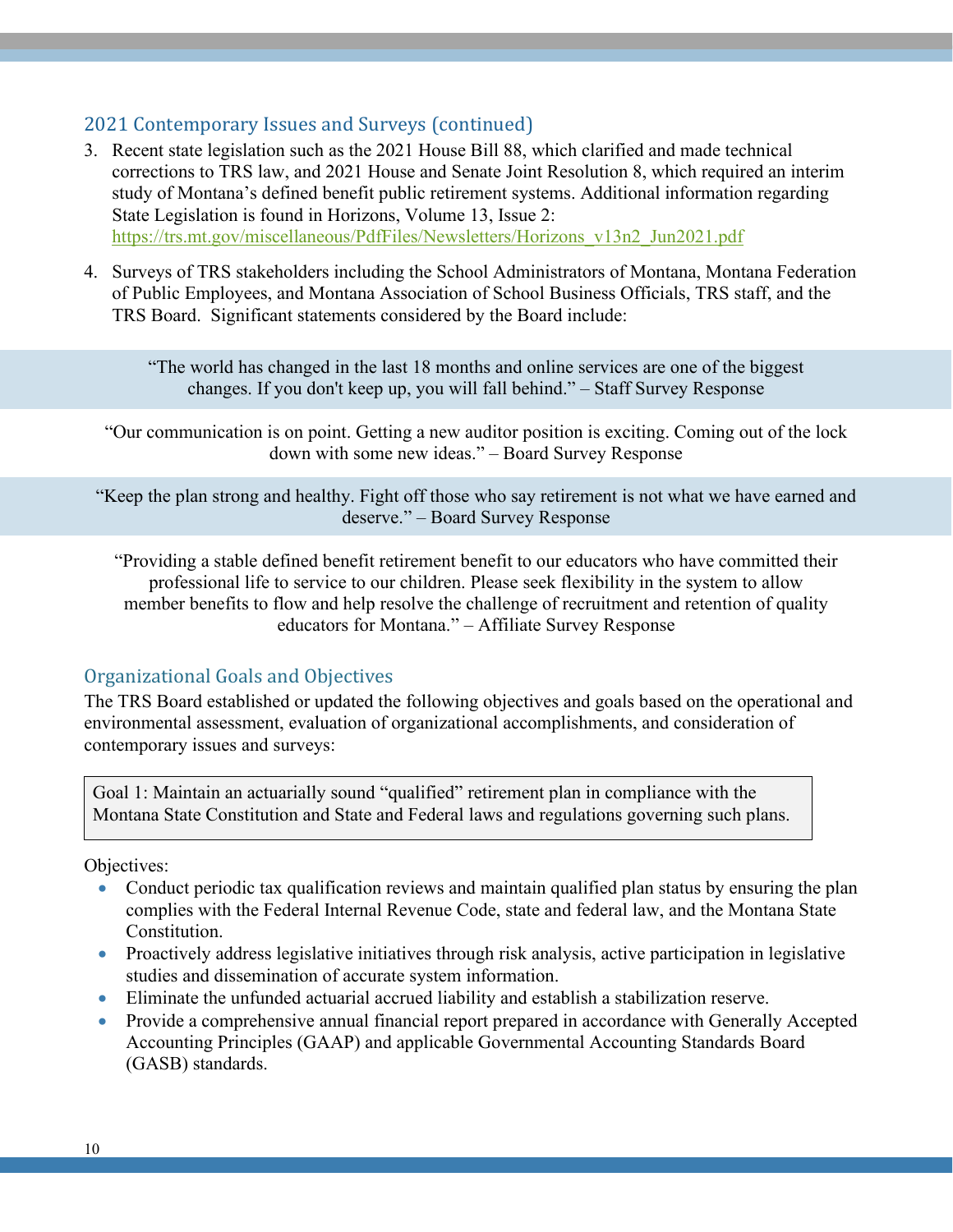## 2021 Contemporary Issues and Surveys (continued)

3. Recent state legislation such as the 2021 House Bill 88, which clarified and made technical corrections to TRS law, and 2021 House and Senate Joint Resolution 8, which required an interim study of Montana's defined benefit public retirement systems. Additional information regarding State Legislation is found in Horizons, Volume 13, Issue 2: https://trs.mt.gov/miscellaneous/PdfFiles/Newsletters/Horizons_v13n2_Jun2021.pdf

4. Surveys of TRS stakeholders including the School Administrators of Montana, Montana Federation of Public Employees, and Montana Association of School Business Officials, TRS staff, and the TRS Board. Significant statements considered by the Board include:

> "The world has changed in the last 18 months and online services are one of the biggest changes. If you don't keep up, you will fall behind." – Staff Survey Response

> "Our communication is on point. Getting a new auditor position is exciting. Coming out of the lock down with some new ideas." – Board Survey Response

> "Keep the plan strong and healthy. Fight off those who say retirement is not what we have earned and deserve." – Board Survey Response

> "Providing a stable defined benefit retirement benefit to our educators who have committed their professional life to service to our children. Please seek flexibility in the system to allow member benefits to flow and help resolve the challenge of recruitment and retention of quality educators for Montana." – Affiliate Survey Response

## Organizational Goals and Objectives

The TRS Board established or updated the following objectives and goals based on the operational and environmental assessment, evaluation of organizational accomplishments, and consideration of contemporary issues and surveys:

**Goal 1: Maintain an actuarially sound "qualified" retirement plan in compliance with the Montana State Constitution and State and Federal laws and regulations governing such plans.**

Objectives:

- Conduct periodic tax qualification reviews and maintain qualified plan status by ensuring the plan complies with the Federal Internal Revenue Code, state and federal law, and the Montana State Constitution.
- Proactively address legislative initiatives through risk analysis, active participation in legislative studies and dissemination of accurate system information.
- Eliminate the unfunded actuarial accrued liability and establish a stabilization reserve.
- Provide a comprehensive annual financial report prepared in accordance with Generally Accepted Accounting Principles (GAAP) and applicable Governmental Accounting Standards Board (GASB) standards.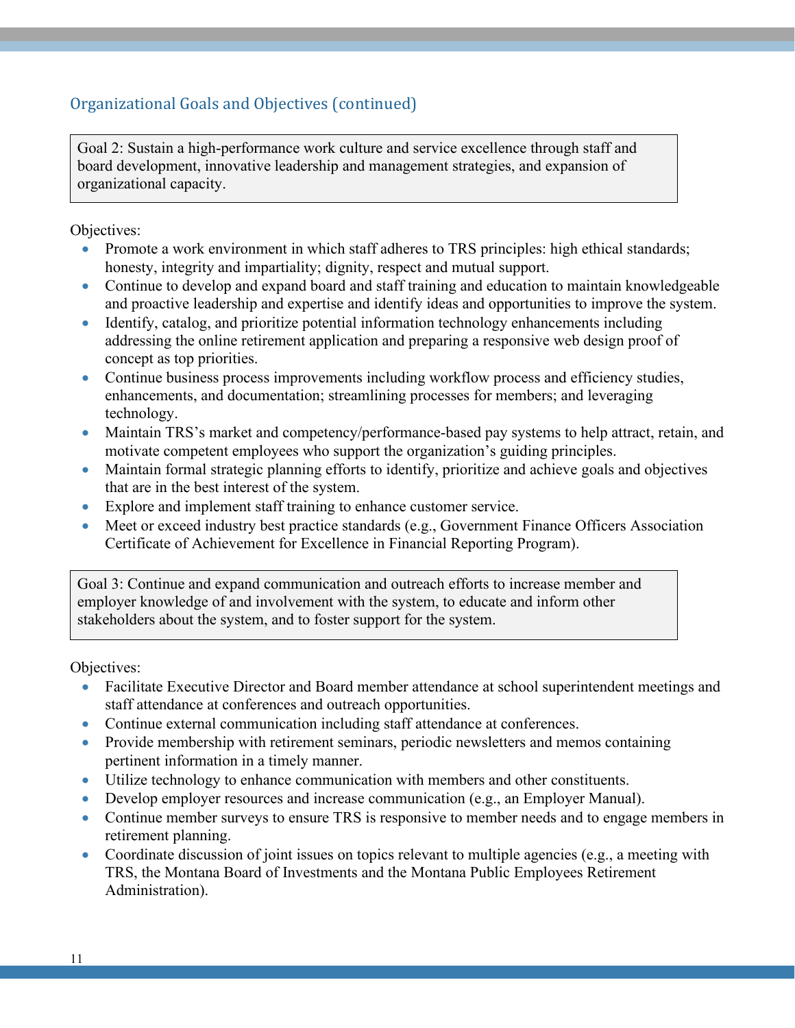## Organizational Goals and Objectives (continued)

Goal 2: Sustain a high-performance work culture and service excellence through staff and board development, innovative leadership and management strategies, and expansion of organizational capacity.

Objectives:

- Promote a work environment in which staff adheres to TRS principles: high ethical standards; honesty, integrity and impartiality; dignity, respect and mutual support.
- Continue to develop and expand board and staff training and education to maintain knowledgeable and proactive leadership and expertise and identify ideas and opportunities to improve the system.
- Identify, catalog, and prioritize potential information technology enhancements including addressing the online retirement application and preparing a responsive web design proof of concept as top priorities.
- Continue business process improvements including workflow process and efficiency studies, enhancements, and documentation; streamlining processes for members; and leveraging technology.
- Maintain TRS's market and competency/performance-based pay systems to help attract, retain, and motivate competent employees who support the organization's guiding principles.
- Maintain formal strategic planning efforts to identify, prioritize and achieve goals and objectives that are in the best interest of the system.
- Explore and implement staff training to enhance customer service.
- Meet or exceed industry best practice standards (e.g., Government Finance Officers Association Certificate of Achievement for Excellence in Financial Reporting Program).

Goal 3: Continue and expand communication and outreach efforts to increase member and employer knowledge of and involvement with the system, to educate and inform other stakeholders about the system, and to foster support for the system.

Objectives:

- Facilitate Executive Director and Board member attendance at school superintendent meetings and staff attendance at conferences and outreach opportunities.
- Continue external communication including staff attendance at conferences.
- Provide membership with retirement seminars, periodic newsletters and memos containing pertinent information in a timely manner.
- Utilize technology to enhance communication with members and other constituents.
- Develop employer resources and increase communication (e.g., an Employer Manual).
- Continue member surveys to ensure TRS is responsive to member needs and to engage members in retirement planning.
- Coordinate discussion of joint issues on topics relevant to multiple agencies (e.g., a meeting with TRS, the Montana Board of Investments and the Montana Public Employees Retirement Administration).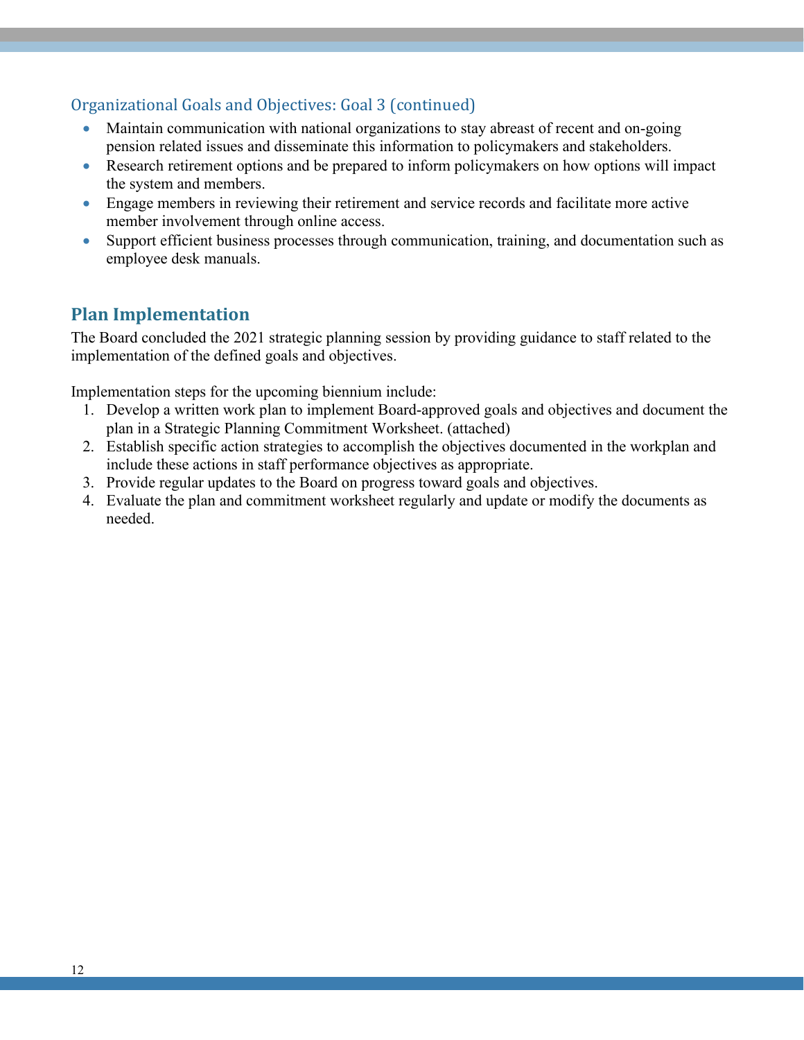### Organizational Goals and Objectives: Goal 3 (continued)

- Maintain communication with national organizations to stay abreast of recent and on-going pension related issues and disseminate this information to policymakers and stakeholders.
- Research retirement options and be prepared to inform policymakers on how options will impact the system and members.
- Engage members in reviewing their retirement and service records and facilitate more active member involvement through online access.
- Support efficient business processes through communication, training, and documentation such as employee desk manuals.

## Plan Implementation

The Board concluded the 2021 strategic planning session by providing guidance to staff related to the implementation of the defined goals and objectives.

Implementation steps for the upcoming biennium include:

1. Develop a written work plan to implement Board-approved goals and objectives and document the plan in a Strategic Planning Commitment Worksheet. (attached)
2. Establish specific action strategies to accomplish the objectives documented in the workplan and include these actions in staff performance objectives as appropriate.
3. Provide regular updates to the Board on progress toward goals and objectives.
4. Evaluate the plan and commitment worksheet regularly and update or modify the documents as needed.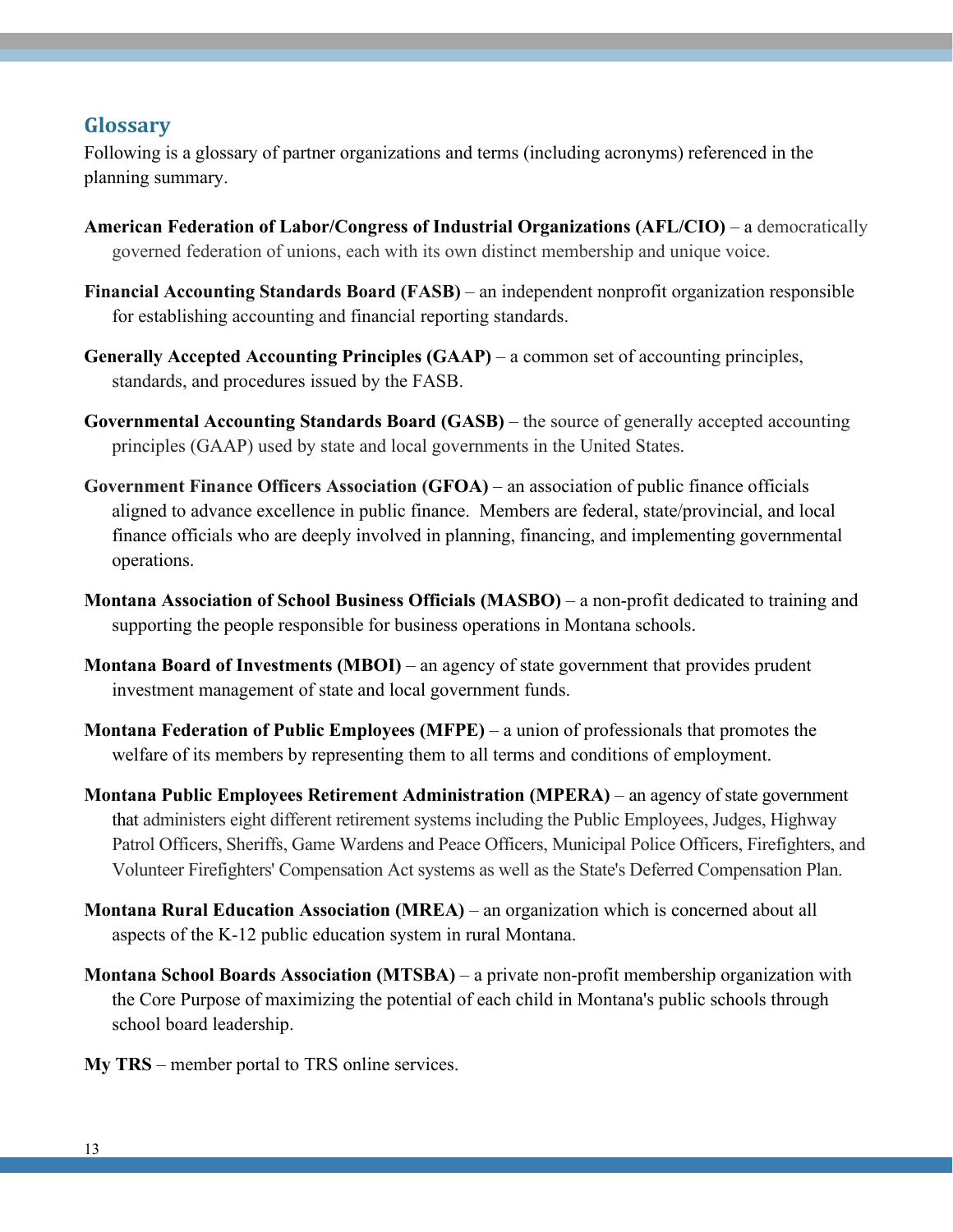## Glossary

Following is a glossary of partner organizations and terms (including acronyms) referenced in the planning summary.

**American Federation of Labor/Congress of Industrial Organizations (AFL/CIO)** – a democratically governed federation of unions, each with its own distinct membership and unique voice.

**Financial Accounting Standards Board (FASB)** – an independent nonprofit organization responsible for establishing accounting and financial reporting standards.

**Generally Accepted Accounting Principles (GAAP)** – a common set of accounting principles, standards, and procedures issued by the FASB.

**Governmental Accounting Standards Board (GASB)** – the source of generally accepted accounting principles (GAAP) used by state and local governments in the United States.

**Government Finance Officers Association (GFOA)** – an association of public finance officials aligned to advance excellence in public finance. Members are federal, state/provincial, and local finance officials who are deeply involved in planning, financing, and implementing governmental operations.

**Montana Association of School Business Officials (MASBO)** – a non-profit dedicated to training and supporting the people responsible for business operations in Montana schools.

**Montana Board of Investments (MBOI)** – an agency of state government that provides prudent investment management of state and local government funds.

**Montana Federation of Public Employees (MFPE)** – a union of professionals that promotes the welfare of its members by representing them to all terms and conditions of employment.

**Montana Public Employees Retirement Administration (MPERA)** – an agency of state government that administers eight different retirement systems including the Public Employees, Judges, Highway Patrol Officers, Sheriffs, Game Wardens and Peace Officers, Municipal Police Officers, Firefighters, and Volunteer Firefighters' Compensation Act systems as well as the State's Deferred Compensation Plan.

**Montana Rural Education Association (MREA)** – an organization which is concerned about all aspects of the K-12 public education system in rural Montana.

**Montana School Boards Association (MTSBA)** – a private non-profit membership organization with the Core Purpose of maximizing the potential of each child in Montana's public schools through school board leadership.

**My TRS** – member portal to TRS online services.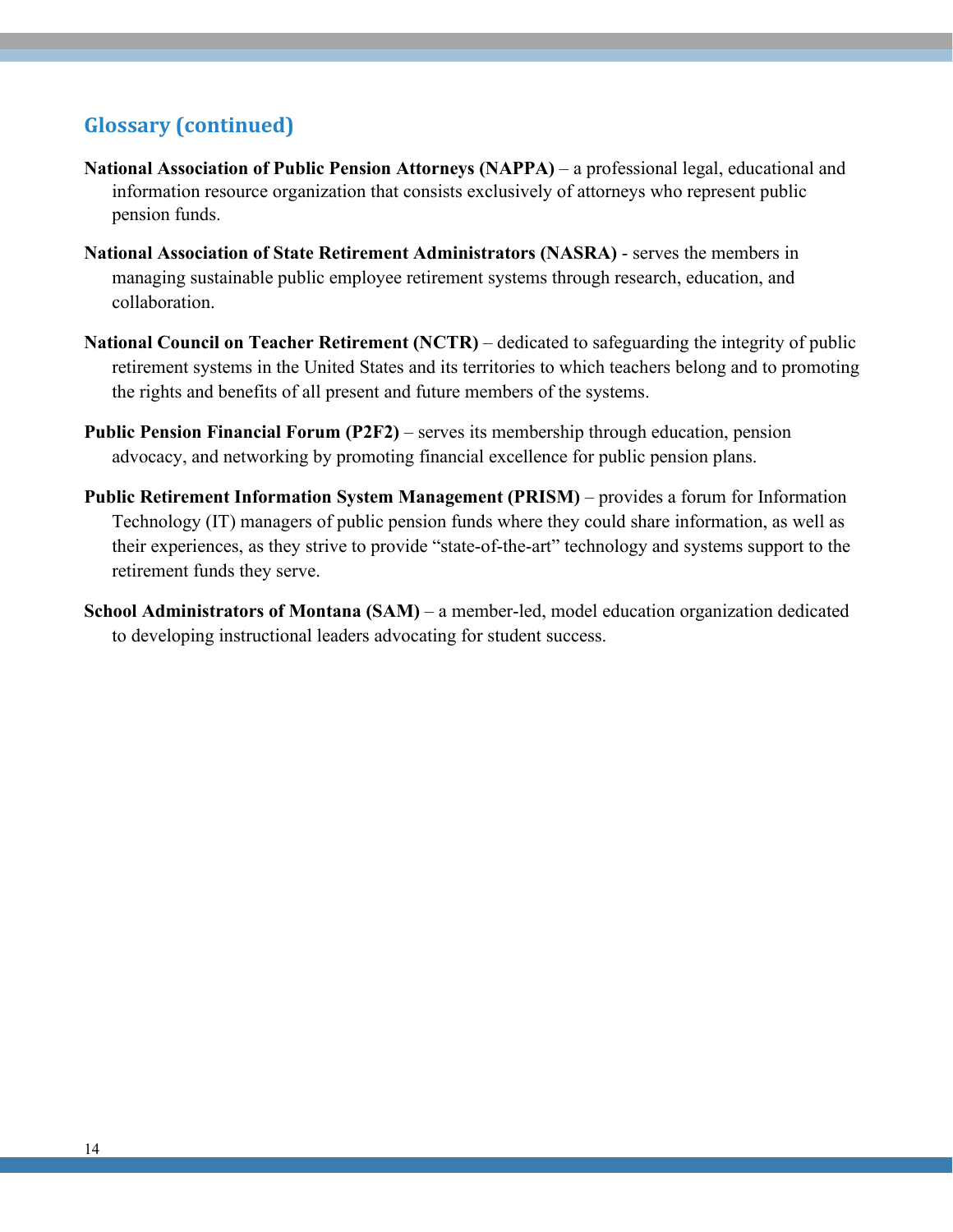## Glossary (continued)

**National Association of Public Pension Attorneys (NAPPA)** – a professional legal, educational and information resource organization that consists exclusively of attorneys who represent public pension funds.

**National Association of State Retirement Administrators (NASRA)** - serves the members in managing sustainable public employee retirement systems through research, education, and collaboration.

**National Council on Teacher Retirement (NCTR)** – dedicated to safeguarding the integrity of public retirement systems in the United States and its territories to which teachers belong and to promoting the rights and benefits of all present and future members of the systems.

**Public Pension Financial Forum (P2F2)** – serves its membership through education, pension advocacy, and networking by promoting financial excellence for public pension plans.

**Public Retirement Information System Management (PRISM)** – provides a forum for Information Technology (IT) managers of public pension funds where they could share information, as well as their experiences, as they strive to provide "state-of-the-art" technology and systems support to the retirement funds they serve.

**School Administrators of Montana (SAM)** – a member-led, model education organization dedicated to developing instructional leaders advocating for student success.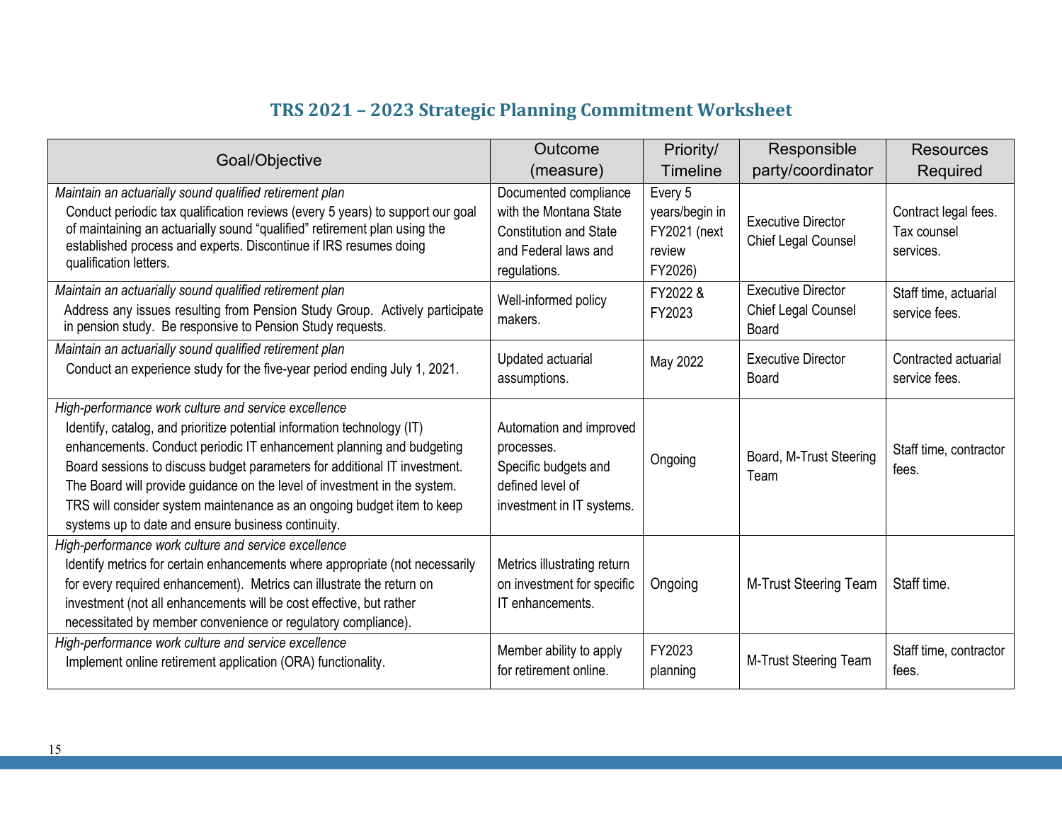## TRS 2021 – 2023 Strategic Planning Commitment Worksheet

| Goal/Objective | Outcome (measure) | Priority/ Timeline | Responsible party/coordinator | Resources Required |
|---|---|---|---|---|
| *Maintain an actuarially sound qualified retirement plan*<br>Conduct periodic tax qualification reviews (every 5 years) to support our goal of maintaining an actuarially sound "qualified" retirement plan using the established process and experts. Discontinue if IRS resumes doing qualification letters. | Documented compliance with the Montana State Constitution and State and Federal laws and regulations. | Every 5 years/begin in FY2021 (next review FY2026) | Executive Director<br>Chief Legal Counsel | Contract legal fees. Tax counsel services. |
| *Maintain an actuarially sound qualified retirement plan*<br>Address any issues resulting from Pension Study Group. Actively participate in pension study. Be responsive to Pension Study requests. | Well-informed policy makers. | FY2022 & FY2023 | Executive Director<br>Chief Legal Counsel<br>Board | Staff time, actuarial service fees. |
| *Maintain an actuarially sound qualified retirement plan*<br>Conduct an experience study for the five-year period ending July 1, 2021. | Updated actuarial assumptions. | May 2022 | Executive Director<br>Board | Contracted actuarial service fees. |
| *High-performance work culture and service excellence*<br>Identify, catalog, and prioritize potential information technology (IT) enhancements. Conduct periodic IT enhancement planning and budgeting Board sessions to discuss budget parameters for additional IT investment. The Board will provide guidance on the level of investment in the system. TRS will consider system maintenance as an ongoing budget item to keep systems up to date and ensure business continuity. | Automation and improved processes.<br>Specific budgets and defined level of investment in IT systems. | Ongoing | Board, M-Trust Steering Team | Staff time, contractor fees. |
| *High-performance work culture and service excellence*<br>Identify metrics for certain enhancements where appropriate (not necessarily for every required enhancement). Metrics can illustrate the return on investment (not all enhancements will be cost effective, but rather necessitated by member convenience or regulatory compliance). | Metrics illustrating return on investment for specific IT enhancements. | Ongoing | M-Trust Steering Team | Staff time. |
| *High-performance work culture and service excellence*<br>Implement online retirement application (ORA) functionality. | Member ability to apply for retirement online. | FY2023 planning | M-Trust Steering Team | Staff time, contractor fees. |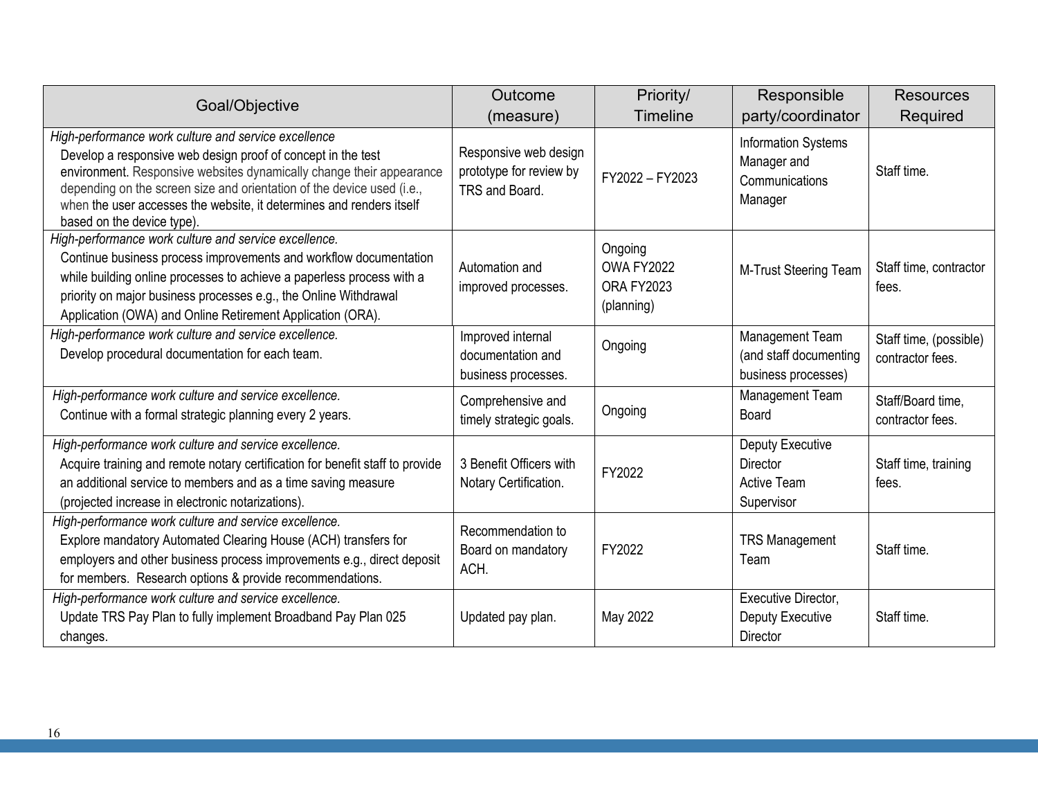| Goal/Objective | Outcome (measure) | Priority/ Timeline | Responsible party/coordinator | Resources Required |
|---|---|---|---|---|
| *High-performance work culture and service excellence* Develop a responsive web design proof of concept in the test environment. Responsive websites dynamically change their appearance depending on the screen size and orientation of the device used (i.e., when the user accesses the website, it determines and renders itself based on the device type). | Responsive web design prototype for review by TRS and Board. | FY2022 – FY2023 | Information Systems Manager and Communications Manager | Staff time. |
| *High-performance work culture and service excellence.* Continue business process improvements and workflow documentation while building online processes to achieve a paperless process with a priority on major business processes e.g., the Online Withdrawal Application (OWA) and Online Retirement Application (ORA). | Automation and improved processes. | Ongoing OWA FY2022 ORA FY2023 (planning) | M-Trust Steering Team | Staff time, contractor fees. |
| *High-performance work culture and service excellence.* Develop procedural documentation for each team. | Improved internal documentation and business processes. | Ongoing | Management Team (and staff documenting business processes) | Staff time, (possible) contractor fees. |
| *High-performance work culture and service excellence.* Continue with a formal strategic planning every 2 years. | Comprehensive and timely strategic goals. | Ongoing | Management Team Board | Staff/Board time, contractor fees. |
| *High-performance work culture and service excellence.* Acquire training and remote notary certification for benefit staff to provide an additional service to members and as a time saving measure (projected increase in electronic notarizations). | 3 Benefit Officers with Notary Certification. | FY2022 | Deputy Executive Director Active Team Supervisor | Staff time, training fees. |
| *High-performance work culture and service excellence.* Explore mandatory Automated Clearing House (ACH) transfers for employers and other business process improvements e.g., direct deposit for members. Research options & provide recommendations. | Recommendation to Board on mandatory ACH. | FY2022 | TRS Management Team | Staff time. |
| *High-performance work culture and service excellence.* Update TRS Pay Plan to fully implement Broadband Pay Plan 025 changes. | Updated pay plan. | May 2022 | Executive Director, Deputy Executive Director | Staff time. |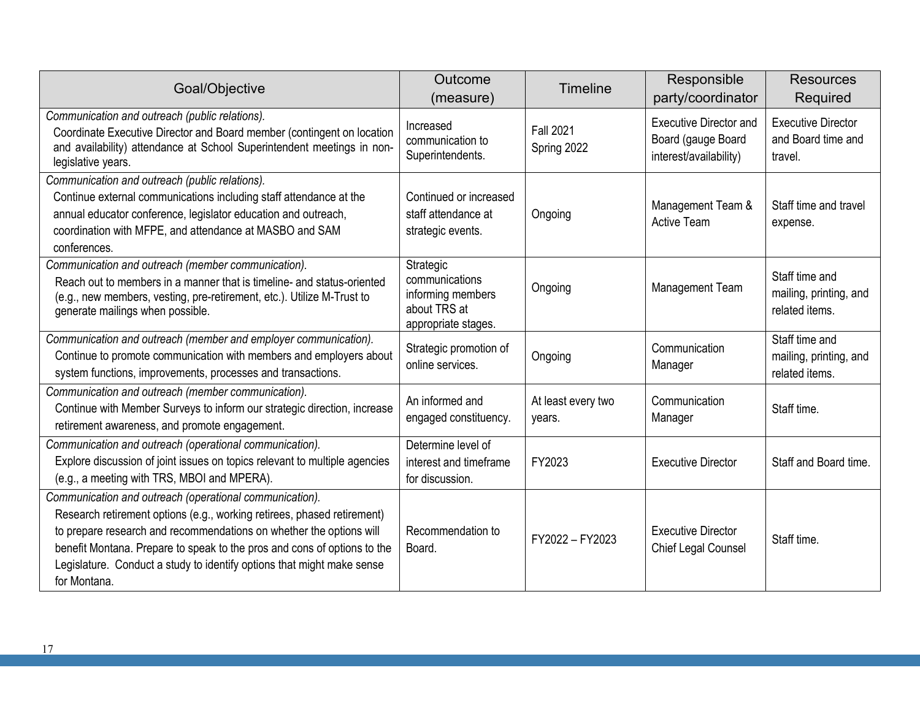| Goal/Objective | Outcome (measure) | Timeline | Responsible party/coordinator | Resources Required |
|---|---|---|---|---|
| *Communication and outreach (public relations).* Coordinate Executive Director and Board member (contingent on location and availability) attendance at School Superintendent meetings in non-legislative years. | Increased communication to Superintendents. | Fall 2021 Spring 2022 | Executive Director and Board (gauge Board interest/availability) | Executive Director and Board time and travel. |
| *Communication and outreach (public relations).* Continue external communications including staff attendance at the annual educator conference, legislator education and outreach, coordination with MFPE, and attendance at MASBO and SAM conferences. | Continued or increased staff attendance at strategic events. | Ongoing | Management Team & Active Team | Staff time and travel expense. |
| *Communication and outreach (member communication).* Reach out to members in a manner that is timeline- and status-oriented (e.g., new members, vesting, pre-retirement, etc.). Utilize M-Trust to generate mailings when possible. | Strategic communications informing members about TRS at appropriate stages. | Ongoing | Management Team | Staff time and mailing, printing, and related items. |
| *Communication and outreach (member and employer communication).* Continue to promote communication with members and employers about system functions, improvements, processes and transactions. | Strategic promotion of online services. | Ongoing | Communication Manager | Staff time and mailing, printing, and related items. |
| *Communication and outreach (member communication).* Continue with Member Surveys to inform our strategic direction, increase retirement awareness, and promote engagement. | An informed and engaged constituency. | At least every two years. | Communication Manager | Staff time. |
| *Communication and outreach (operational communication).* Explore discussion of joint issues on topics relevant to multiple agencies (e.g., a meeting with TRS, MBOI and MPERA). | Determine level of interest and timeframe for discussion. | FY2023 | Executive Director | Staff and Board time. |
| *Communication and outreach (operational communication).* Research retirement options (e.g., working retirees, phased retirement) to prepare research and recommendations on whether the options will benefit Montana. Prepare to speak to the pros and cons of options to the Legislature. Conduct a study to identify options that might make sense for Montana. | Recommendation to Board. | FY2022 – FY2023 | Executive Director Chief Legal Counsel | Staff time. |